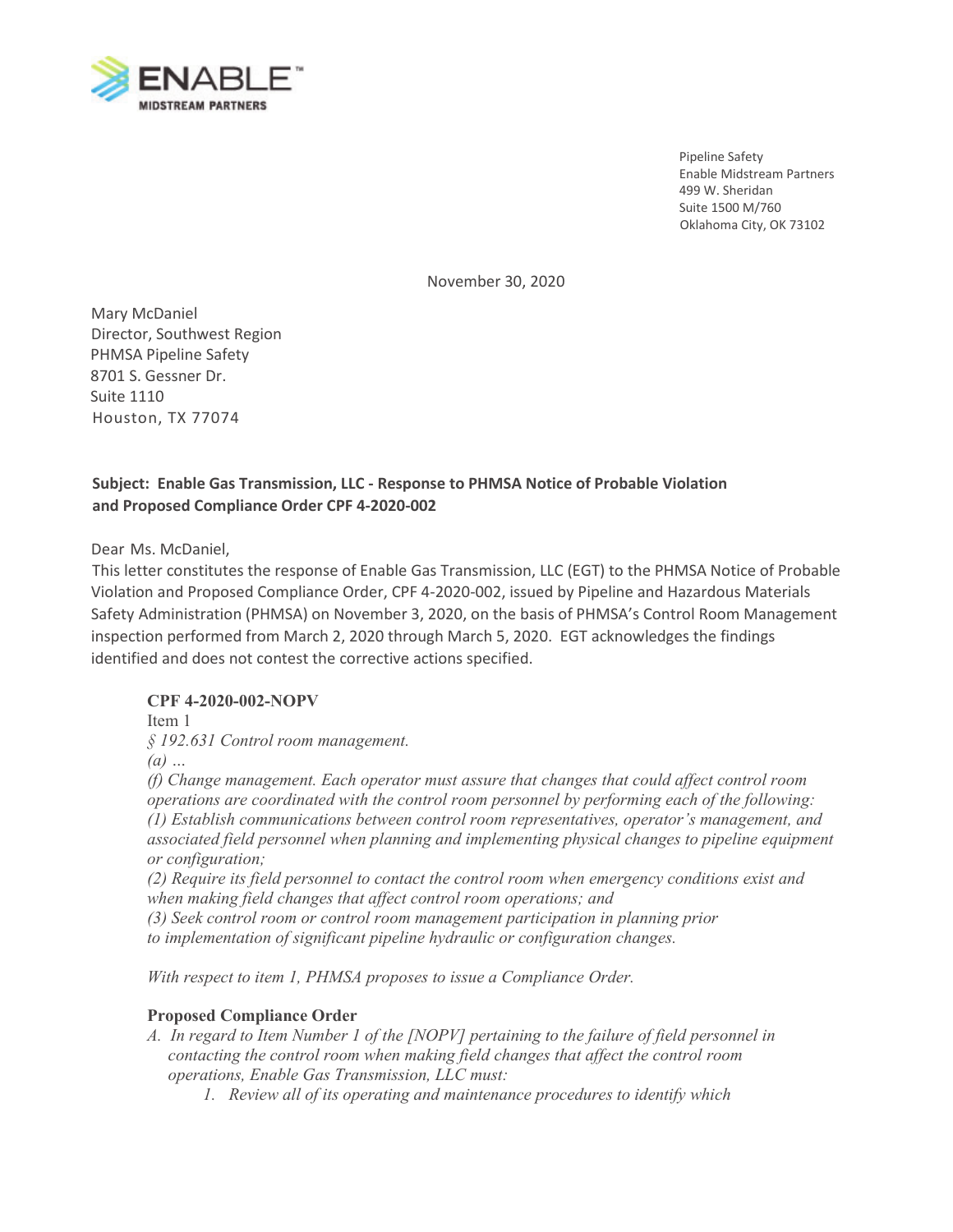ENABLE™
MIDSTREAM PARTNERS

Pipeline Safety
Enable Midstream Partners
499 W. Sheridan
Suite 1500 M/760
Oklahoma City, OK 73102

November 30, 2020

Mary McDaniel
Director, Southwest Region
PHMSA Pipeline Safety
8701 S. Gessner Dr.
Suite 1110
Houston, TX 77074

**Subject: Enable Gas Transmission, LLC - Response to PHMSA Notice of Probable Violation and Proposed Compliance Order CPF 4-2020-002**

Dear Ms. McDaniel,

This letter constitutes the response of Enable Gas Transmission, LLC (EGT) to the PHMSA Notice of Probable Violation and Proposed Compliance Order, CPF 4-2020-002, issued by Pipeline and Hazardous Materials Safety Administration (PHMSA) on November 3, 2020, on the basis of PHMSA's Control Room Management inspection performed from March 2, 2020 through March 5, 2020. EGT acknowledges the findings identified and does not contest the corrective actions specified.

**CPF 4-2020-002-NOPV**

Item 1

*§ 192.631 Control room management.*

*(a) ...*

*(f) Change management. Each operator must assure that changes that could affect control room operations are coordinated with the control room personnel by performing each of the following:*

*(1) Establish communications between control room representatives, operator's management, and associated field personnel when planning and implementing physical changes to pipeline equipment or configuration;*

*(2) Require its field personnel to contact the control room when emergency conditions exist and when making field changes that affect control room operations; and*

*(3) Seek control room or control room management participation in planning prior to implementation of significant pipeline hydraulic or configuration changes.*

*With respect to item 1, PHMSA proposes to issue a Compliance Order.*

**Proposed Compliance Order**

*A. In regard to Item Number 1 of the [NOPV] pertaining to the failure of field personnel in contacting the control room when making field changes that affect the control room operations, Enable Gas Transmission, LLC must:*

*1. Review all of its operating and maintenance procedures to identify which*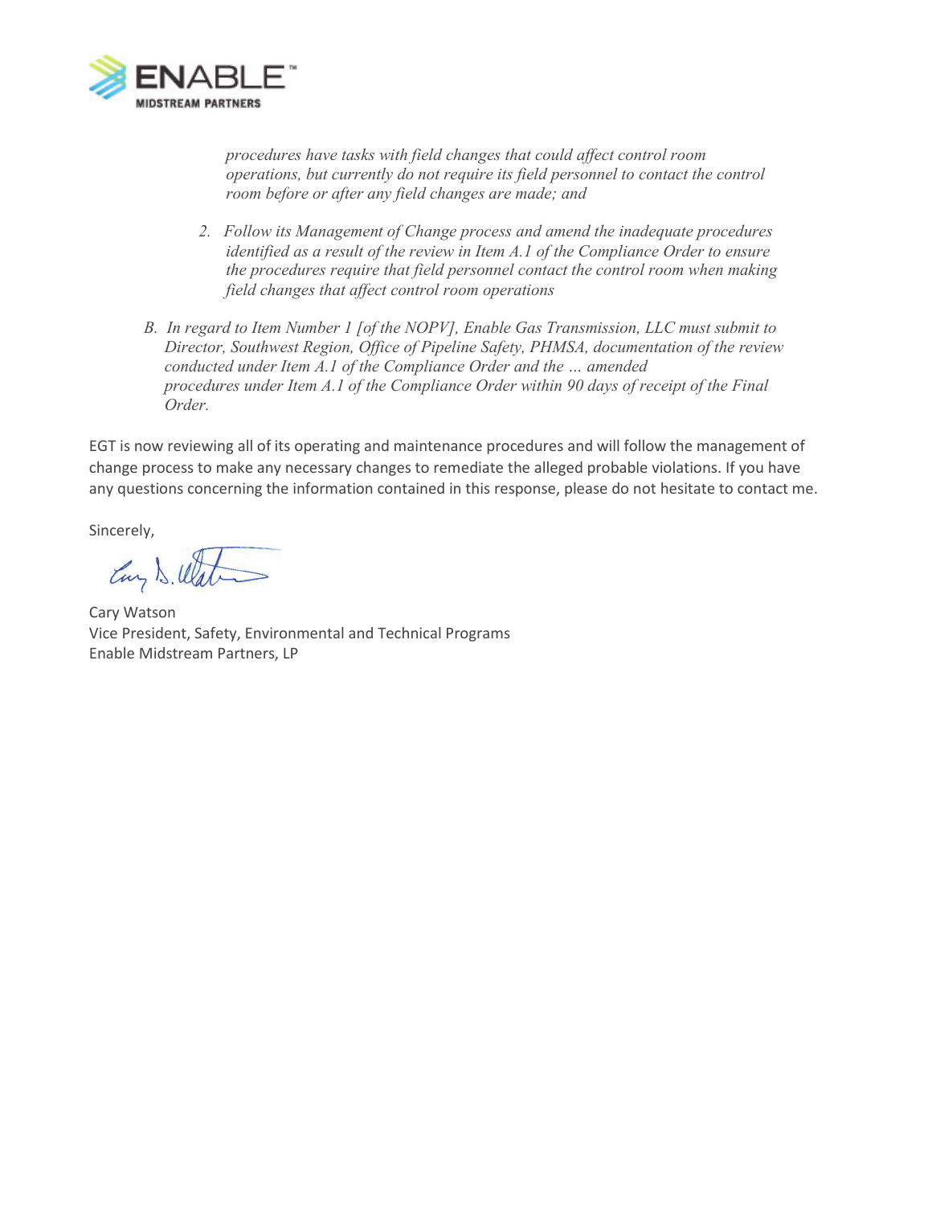*procedures have tasks with field changes that could affect control room operations, but currently do not require its field personnel to contact the control room before or after any field changes are made; and*

2. *Follow its Management of Change process and amend the inadequate procedures identified as a result of the review in Item A.1 of the Compliance Order to ensure the procedures require that field personnel contact the control room when making field changes that affect control room operations*

*B. In regard to Item Number 1 [of the NOPV], Enable Gas Transmission, LLC must submit to Director, Southwest Region, Office of Pipeline Safety, PHMSA, documentation of the review conducted under Item A.1 of the Compliance Order and the … amended procedures under Item A.1 of the Compliance Order within 90 days of receipt of the Final Order.*

EGT is now reviewing all of its operating and maintenance procedures and will follow the management of change process to make any necessary changes to remediate the alleged probable violations. If you have any questions concerning the information contained in this response, please do not hesitate to contact me.

Sincerely,

Cary Watson
Vice President, Safety, Environmental and Technical Programs
Enable Midstream Partners, LP